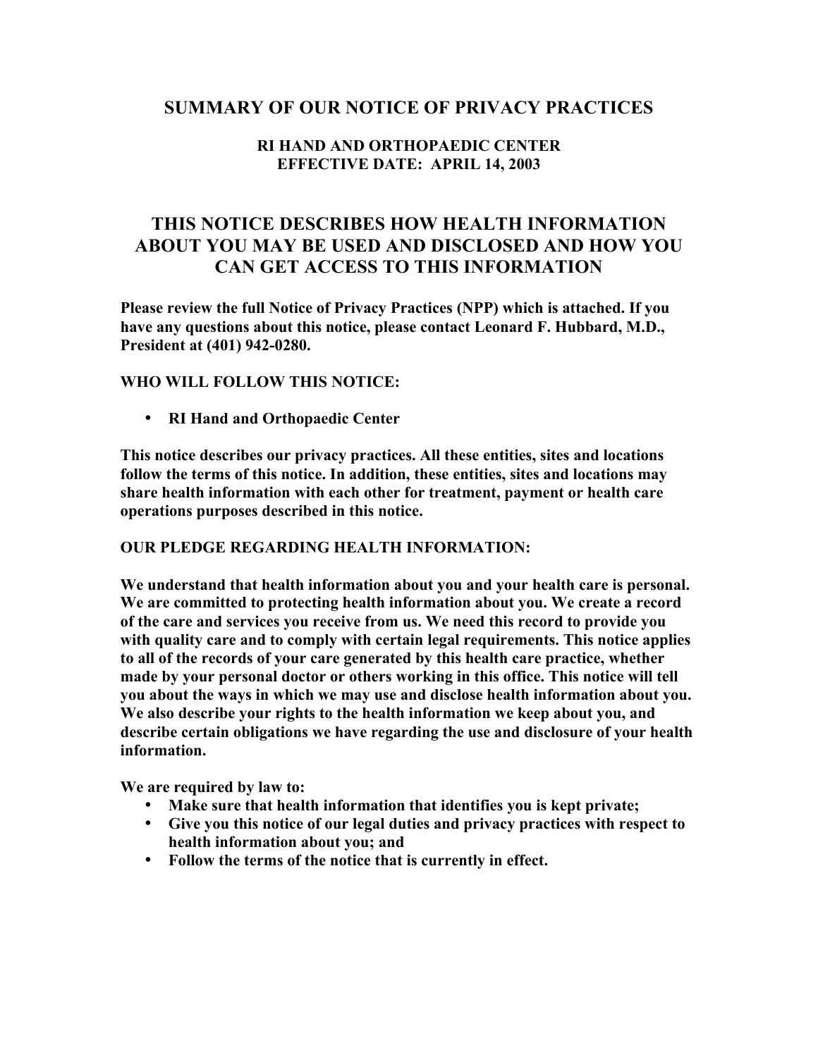# SUMMARY OF OUR NOTICE OF PRIVACY PRACTICES

**RI HAND AND ORTHOPAEDIC CENTER**
**EFFECTIVE DATE: APRIL 14, 2003**

## THIS NOTICE DESCRIBES HOW HEALTH INFORMATION ABOUT YOU MAY BE USED AND DISCLOSED AND HOW YOU CAN GET ACCESS TO THIS INFORMATION

**Please review the full Notice of Privacy Practices (NPP) which is attached. If you have any questions about this notice, please contact Leonard F. Hubbard, M.D., President at (401) 942-0280.**

**WHO WILL FOLLOW THIS NOTICE:**

- **RI Hand and Orthopaedic Center**

**This notice describes our privacy practices. All these entities, sites and locations follow the terms of this notice. In addition, these entities, sites and locations may share health information with each other for treatment, payment or health care operations purposes described in this notice.**

**OUR PLEDGE REGARDING HEALTH INFORMATION:**

**We understand that health information about you and your health care is personal. We are committed to protecting health information about you. We create a record of the care and services you receive from us. We need this record to provide you with quality care and to comply with certain legal requirements. This notice applies to all of the records of your care generated by this health care practice, whether made by your personal doctor or others working in this office. This notice will tell you about the ways in which we may use and disclose health information about you. We also describe your rights to the health information we keep about you, and describe certain obligations we have regarding the use and disclosure of your health information.**

**We are required by law to:**

- **Make sure that health information that identifies you is kept private;**
- **Give you this notice of our legal duties and privacy practices with respect to health information about you; and**
- **Follow the terms of the notice that is currently in effect.**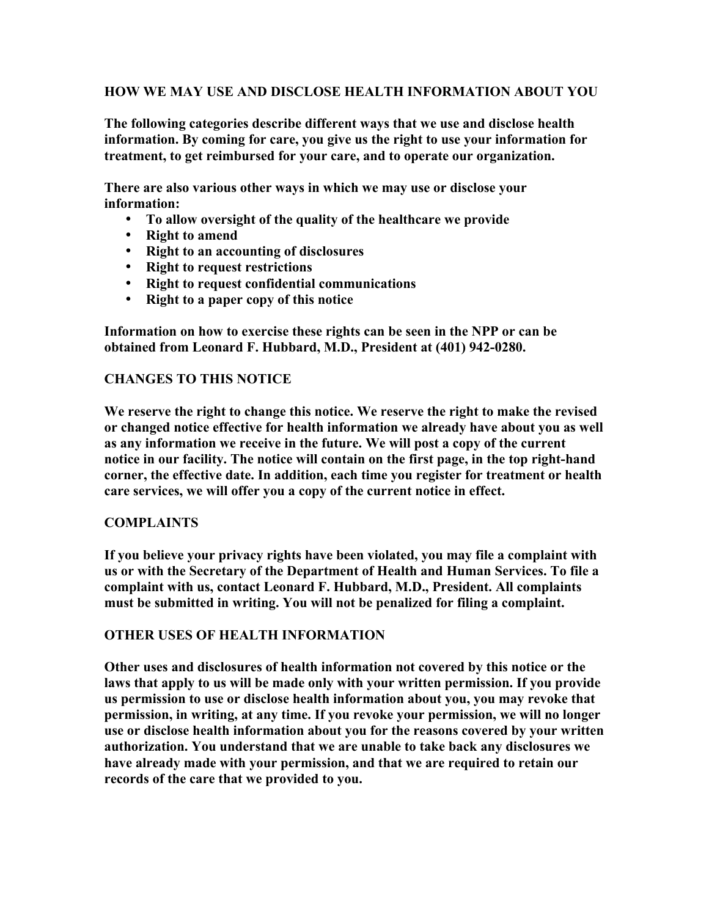## HOW WE MAY USE AND DISCLOSE HEALTH INFORMATION ABOUT YOU

**The following categories describe different ways that we use and disclose health information. By coming for care, you give us the right to use your information for treatment, to get reimbursed for your care, and to operate our organization.**

**There are also various other ways in which we may use or disclose your information:**

- **To allow oversight of the quality of the healthcare we provide**
- **Right to amend**
- **Right to an accounting of disclosures**
- **Right to request restrictions**
- **Right to request confidential communications**
- **Right to a paper copy of this notice**

**Information on how to exercise these rights can be seen in the NPP or can be obtained from Leonard F. Hubbard, M.D., President at (401) 942-0280.**

## CHANGES TO THIS NOTICE

**We reserve the right to change this notice. We reserve the right to make the revised or changed notice effective for health information we already have about you as well as any information we receive in the future. We will post a copy of the current notice in our facility. The notice will contain on the first page, in the top right-hand corner, the effective date. In addition, each time you register for treatment or health care services, we will offer you a copy of the current notice in effect.**

## COMPLAINTS

**If you believe your privacy rights have been violated, you may file a complaint with us or with the Secretary of the Department of Health and Human Services. To file a complaint with us, contact Leonard F. Hubbard, M.D., President. All complaints must be submitted in writing. You will not be penalized for filing a complaint.**

## OTHER USES OF HEALTH INFORMATION

**Other uses and disclosures of health information not covered by this notice or the laws that apply to us will be made only with your written permission. If you provide us permission to use or disclose health information about you, you may revoke that permission, in writing, at any time. If you revoke your permission, we will no longer use or disclose health information about you for the reasons covered by your written authorization. You understand that we are unable to take back any disclosures we have already made with your permission, and that we are required to retain our records of the care that we provided to you.**